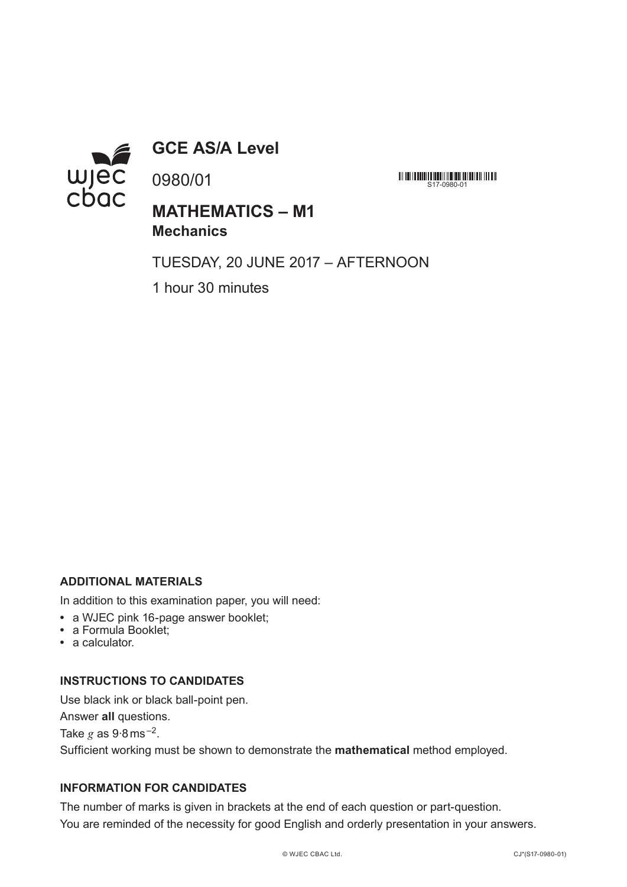# GCE AS/A Level

0980/01

S17-0980-01

## MATHEMATICS – M1
**Mechanics**

TUESDAY, 20 JUNE 2017 – AFTERNOON

1 hour 30 minutes

**ADDITIONAL MATERIALS**

In addition to this examination paper, you will need:

- a WJEC pink 16-page answer booklet;
- a Formula Booklet;
- a calculator.

**INSTRUCTIONS TO CANDIDATES**

Use black ink or black ball-point pen.

Answer **all** questions.

Take $g$ as $9{\cdot}8\,\text{ms}^{-2}$.

Sufficient working must be shown to demonstrate the **mathematical** method employed.

**INFORMATION FOR CANDIDATES**

The number of marks is given in brackets at the end of each question or part-question.

You are reminded of the necessity for good English and orderly presentation in your answers.

© WJEC CBAC Ltd. CJ*(S17-0980-01)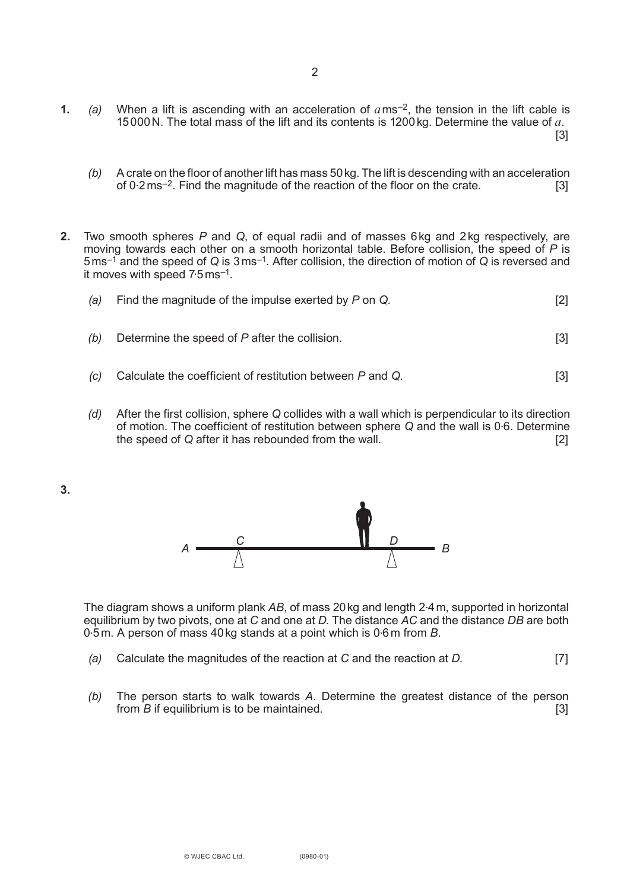**1.** *(a)* When a lift is ascending with an acceleration of $a\,\text{ms}^{-2}$, the tension in the lift cable is 15000 N. The total mass of the lift and its contents is 1200 kg. Determine the value of $a$. [3]

*(b)* A crate on the floor of another lift has mass 50 kg. The lift is descending with an acceleration of $0{\cdot}2\,\text{ms}^{-2}$. Find the magnitude of the reaction of the floor on the crate. [3]

**2.** Two smooth spheres *P* and *Q*, of equal radii and of masses 6 kg and 2 kg respectively, are moving towards each other on a smooth horizontal table. Before collision, the speed of *P* is $5\,\text{ms}^{-1}$ and the speed of *Q* is $3\,\text{ms}^{-1}$. After collision, the direction of motion of *Q* is reversed and it moves with speed $7{\cdot}5\,\text{ms}^{-1}$.

*(a)* Find the magnitude of the impulse exerted by *P* on *Q*. [2]

*(b)* Determine the speed of *P* after the collision. [3]

*(c)* Calculate the coefficient of restitution between *P* and *Q*. [3]

*(d)* After the first collision, sphere *Q* collides with a wall which is perpendicular to its direction of motion. The coefficient of restitution between sphere *Q* and the wall is 0·6. Determine the speed of *Q* after it has rebounded from the wall. [2]

**3.**

The diagram shows a uniform plank *AB*, of mass 20 kg and length 2·4 m, supported in horizontal equilibrium by two pivots, one at *C* and one at *D*. The distance *AC* and the distance *DB* are both 0·5 m. A person of mass 40 kg stands at a point which is 0·6 m from *B*.

*(a)* Calculate the magnitudes of the reaction at *C* and the reaction at *D*. [7]

*(b)* The person starts to walk towards *A*. Determine the greatest distance of the person from *B* if equilibrium is to be maintained. [3]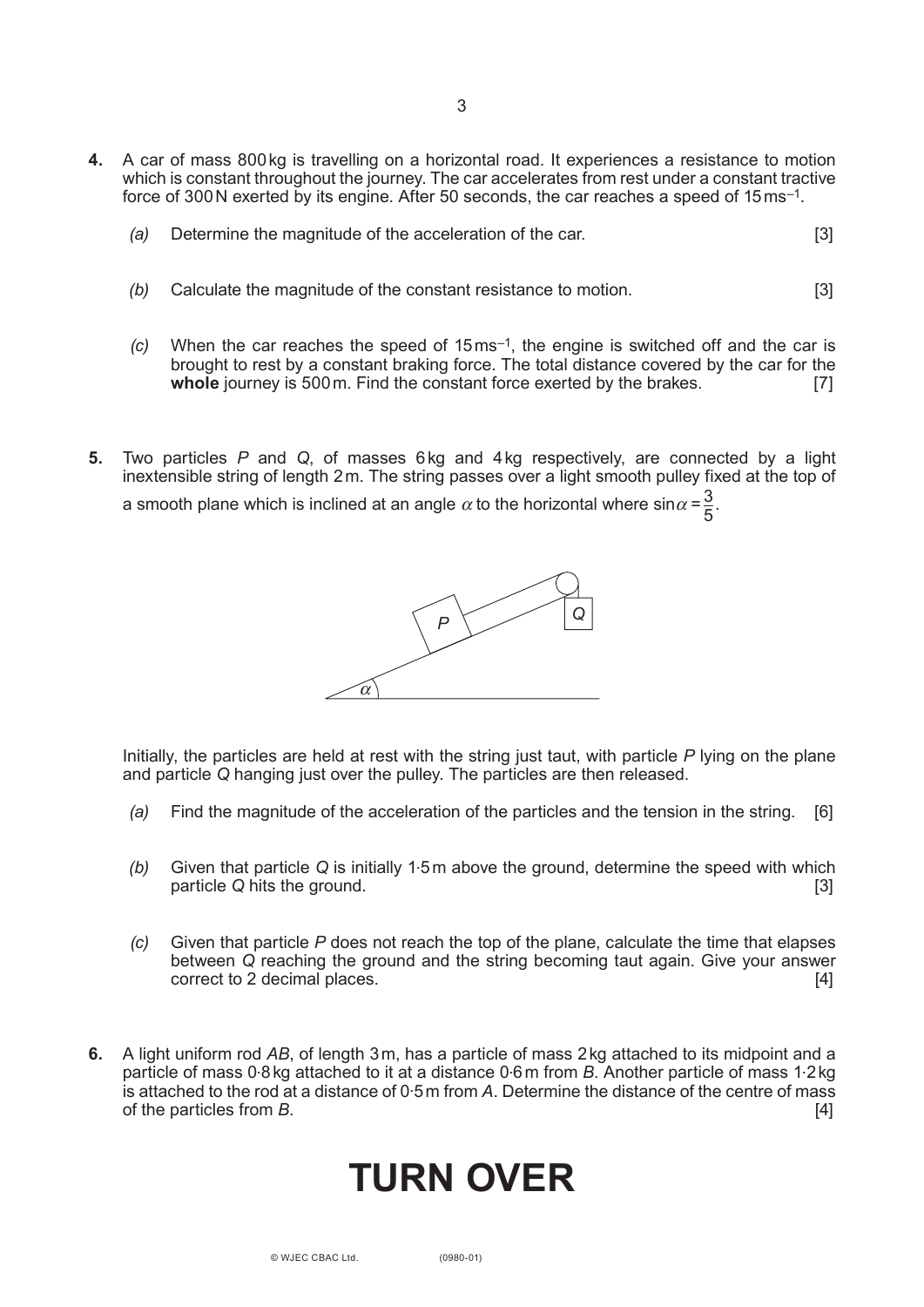**4.** A car of mass 800 kg is travelling on a horizontal road. It experiences a resistance to motion which is constant throughout the journey. The car accelerates from rest under a constant tractive force of 300 N exerted by its engine. After 50 seconds, the car reaches a speed of 15 $ms^{-1}$.

*(a)* Determine the magnitude of the acceleration of the car. [3]

*(b)* Calculate the magnitude of the constant resistance to motion. [3]

*(c)* When the car reaches the speed of 15 $ms^{-1}$, the engine is switched off and the car is brought to rest by a constant braking force. The total distance covered by the car for the **whole** journey is 500 m. Find the constant force exerted by the brakes. [7]

**5.** Two particles $P$ and $Q$, of masses 6 kg and 4 kg respectively, are connected by a light inextensible string of length 2 m. The string passes over a light smooth pulley fixed at the top of a smooth plane which is inclined at an angle $\alpha$ to the horizontal where $\sin\alpha = \frac{3}{5}$.

Initially, the particles are held at rest with the string just taut, with particle $P$ lying on the plane and particle $Q$ hanging just over the pulley. The particles are then released.

*(a)* Find the magnitude of the acceleration of the particles and the tension in the string. [6]

*(b)* Given that particle $Q$ is initially 1·5 m above the ground, determine the speed with which particle $Q$ hits the ground. [3]

*(c)* Given that particle $P$ does not reach the top of the plane, calculate the time that elapses between $Q$ reaching the ground and the string becoming taut again. Give your answer correct to 2 decimal places. [4]

**6.** A light uniform rod $AB$, of length 3 m, has a particle of mass 2 kg attached to its midpoint and a particle of mass 0·8 kg attached to it at a distance 0·6 m from $B$. Another particle of mass 1·2 kg is attached to the rod at a distance of 0·5 m from $A$. Determine the distance of the centre of mass of the particles from $B$. [4]

# TURN OVER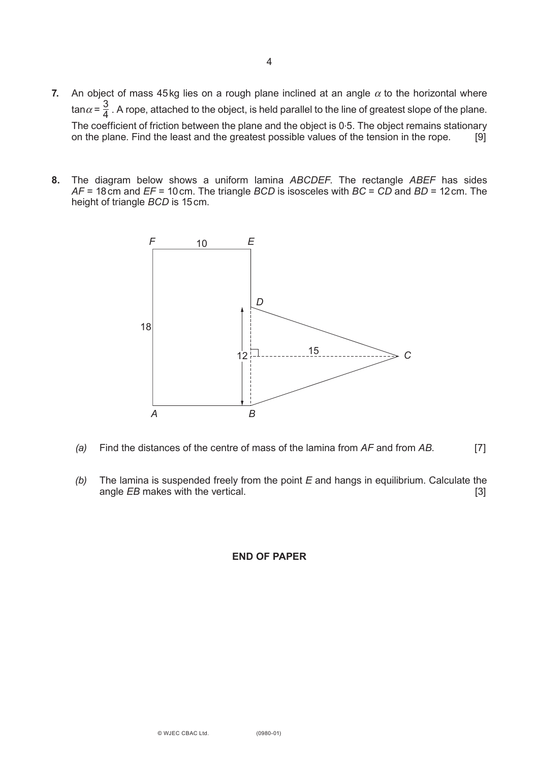**7.** An object of mass 45 kg lies on a rough plane inclined at an angle $\alpha$ to the horizontal where $\tan\alpha = \frac{3}{4}$. A rope, attached to the object, is held parallel to the line of greatest slope of the plane. The coefficient of friction between the plane and the object is 0·5. The object remains stationary on the plane. Find the least and the greatest possible values of the tension in the rope. [9]

**8.** The diagram below shows a uniform lamina *ABCDEF*. The rectangle *ABEF* has sides *AF* = 18 cm and *EF* = 10 cm. The triangle *BCD* is isosceles with *BC* = *CD* and *BD* = 12 cm. The height of triangle *BCD* is 15 cm.

F
10
E
D
18
15
12
C
A
B

*(a)* Find the distances of the centre of mass of the lamina from *AF* and from *AB*. [7]

*(b)* The lamina is suspended freely from the point *E* and hangs in equilibrium. Calculate the angle *EB* makes with the vertical. [3]

**END OF PAPER**